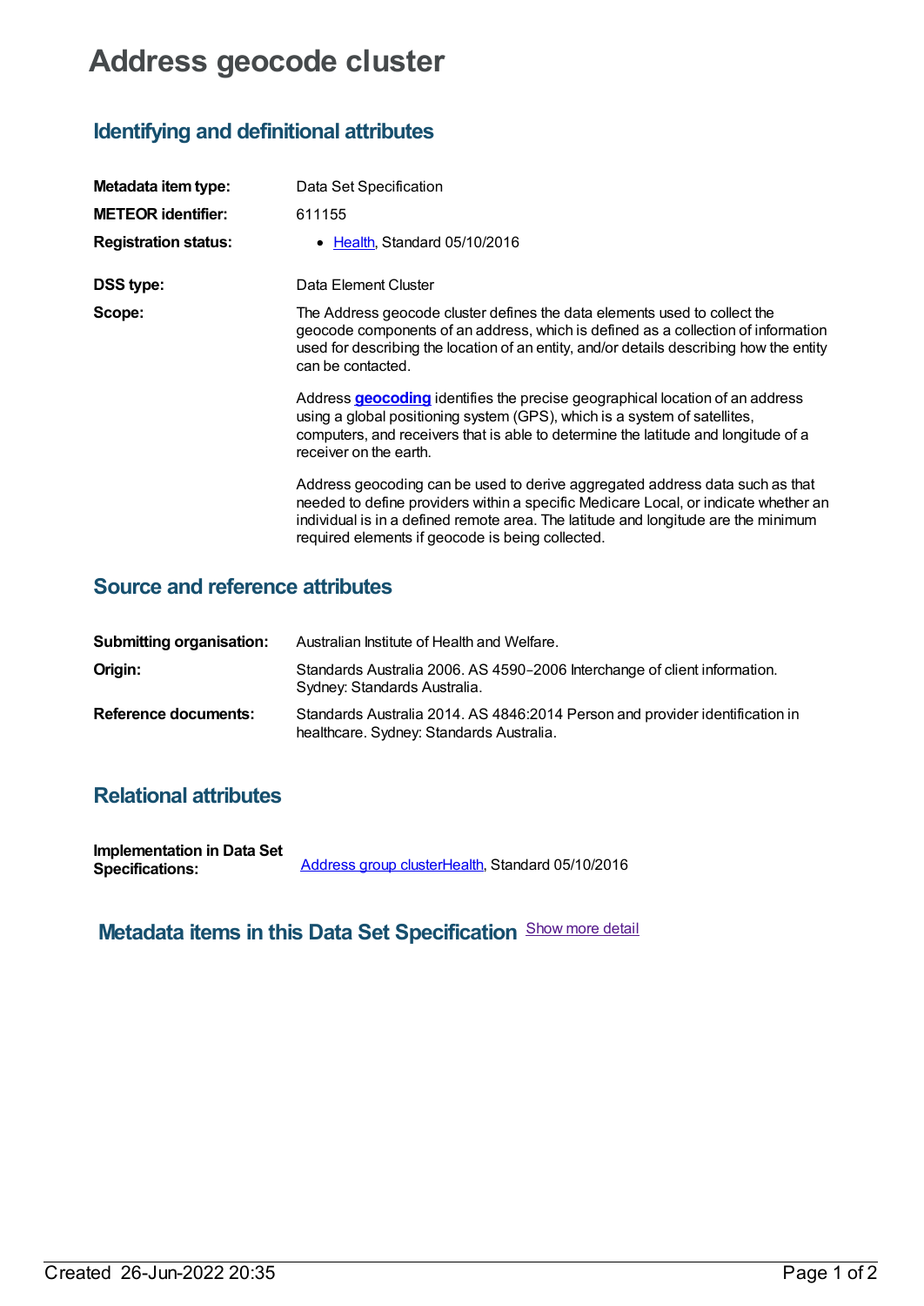# Address geocode cluster

## Identifying and definitional attributes

**Metadata item type:** Data Set Specification

**METEOR identifier:** 611155

**Registration status:**
- Health, Standard 05/10/2016

**DSS type:** Data Element Cluster

**Scope:** The Address geocode cluster defines the data elements used to collect the geocode components of an address, which is defined as a collection of information used for describing the location of an entity, and/or details describing how the entity can be contacted.

Address **geocoding** identifies the precise geographical location of an address using a global positioning system (GPS), which is a system of satellites, computers, and receivers that is able to determine the latitude and longitude of a receiver on the earth.

Address geocoding can be used to derive aggregated address data such as that needed to define providers within a specific Medicare Local, or indicate whether an individual is in a defined remote area. The latitude and longitude are the minimum required elements if geocode is being collected.

## Source and reference attributes

**Submitting organisation:** Australian Institute of Health and Welfare.

**Origin:** Standards Australia 2006. AS 4590–2006 Interchange of client information. Sydney: Standards Australia.

**Reference documents:** Standards Australia 2014. AS 4846:2014 Person and provider identification in healthcare. Sydney: Standards Australia.

## Relational attributes

**Implementation in Data Set Specifications:** Address group clusterHealth, Standard 05/10/2016

## Metadata items in this Data Set Specification

Show more detail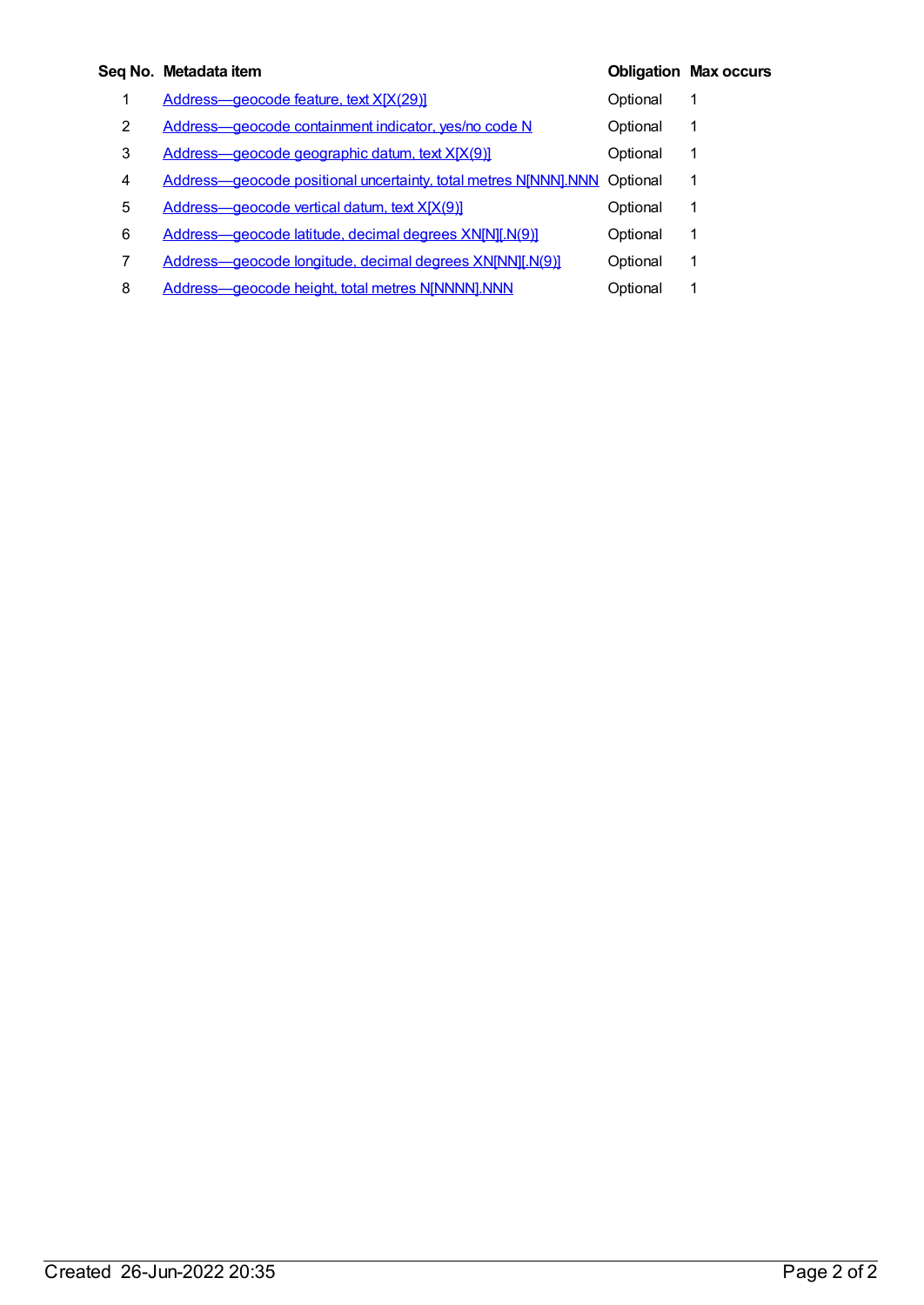| Seq No. | Metadata item | Obligation | Max occurs |
| --- | --- | --- | --- |
| 1 | Address—geocode feature, text X[X(29)] | Optional | 1 |
| 2 | Address—geocode containment indicator, yes/no code N | Optional | 1 |
| 3 | Address—geocode geographic datum, text X[X(9)] | Optional | 1 |
| 4 | Address—geocode positional uncertainty, total metres N[NNN].NNN | Optional | 1 |
| 5 | Address—geocode vertical datum, text X[X(9)] | Optional | 1 |
| 6 | Address—geocode latitude, decimal degrees XN[N][.N(9)] | Optional | 1 |
| 7 | Address—geocode longitude, decimal degrees XN[NN][.N(9)] | Optional | 1 |
| 8 | Address—geocode height, total metres N[NNNN].NNN | Optional | 1 |

Created 26-Jun-2022 20:35